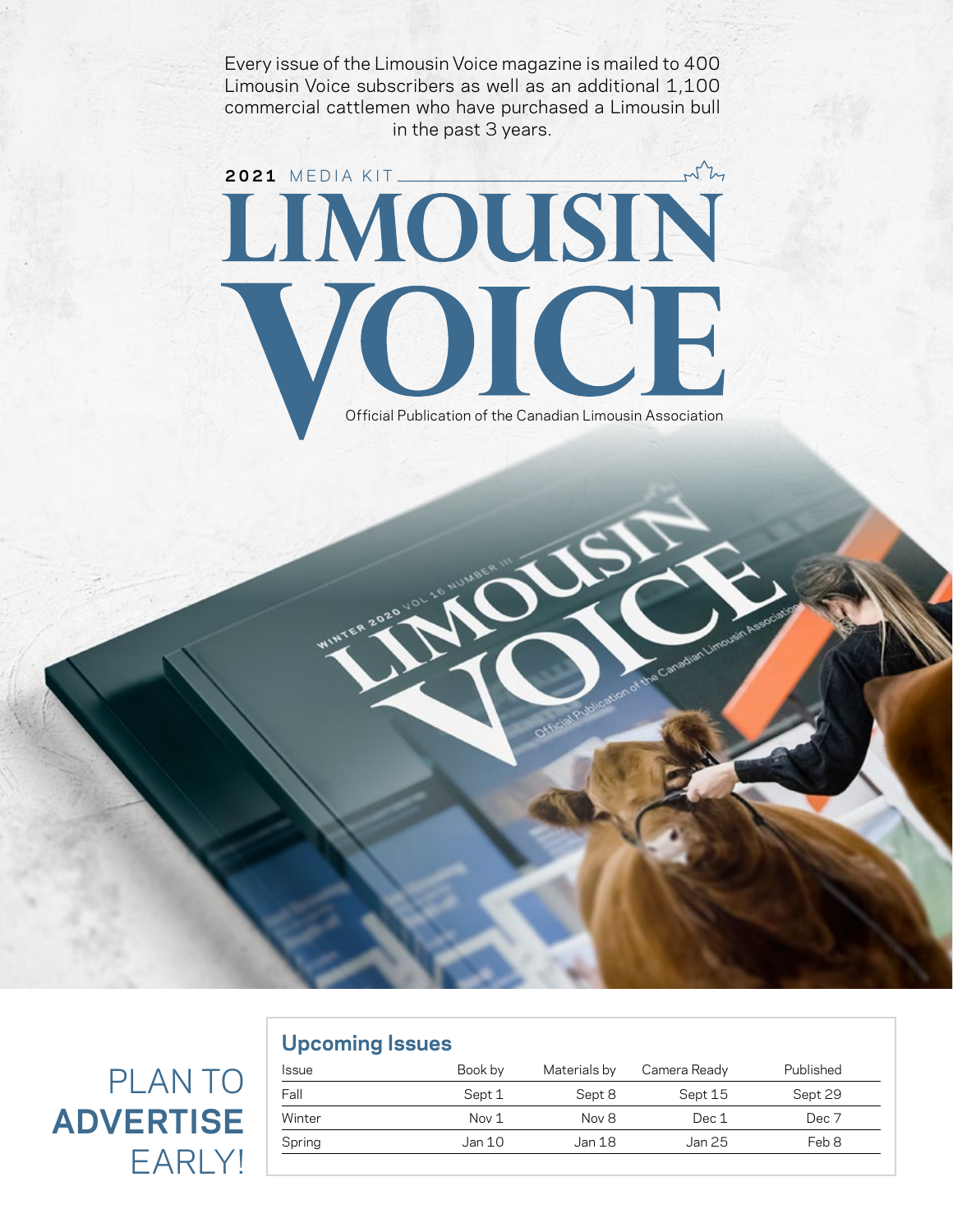Every issue of the Limousin Voice magazine is mailed to 400 Limousin Voice subscribers as well as an additional 1,100 commercial cattlemen who have purchased a Limousin bull in the past 3 years.

**2021** MEDIA KIT

# LIMOUSIN VOICE

Official Publication of the Canadian Limousin Association

## PLAN TO **ADVERTISE** EARLY!

### Upcoming Issues

| Issue | Book by | Materials by | Camera Ready | Published |
|---|---|---|---|---|
| Fall | Sept 1 | Sept 8 | Sept 15 | Sept 29 |
| Winter | Nov 1 | Nov 8 | Dec 1 | Dec 7 |
| Spring | Jan 10 | Jan 18 | Jan 25 | Feb 8 |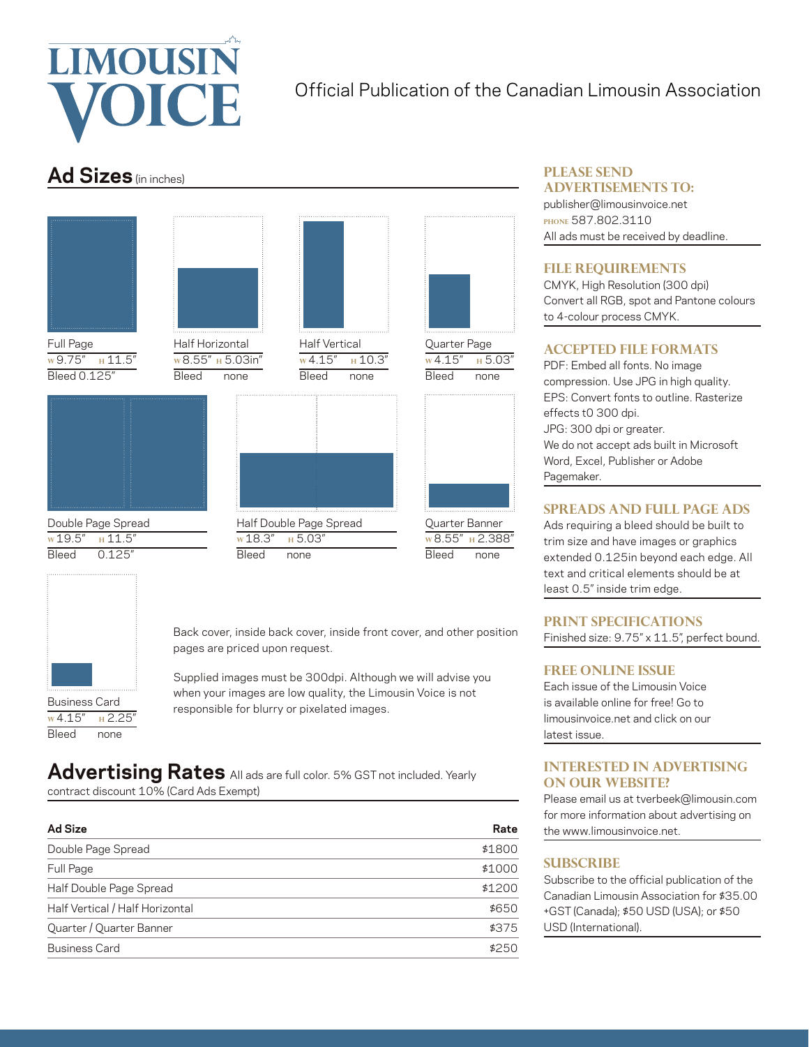# LIMOUSIN VOICE

Official Publication of the Canadian Limousin Association

## Ad Sizes (in inches)

Full Page
W 9.75″ H 11.5″
Bleed 0.125″

Half Horizontal
W 8.55″ H 5.03in″
Bleed none

Half Vertical
W 4.15″ H 10.3″
Bleed none

Quarter Page
W 4.15″ H 5.03″
Bleed none

Double Page Spread
W 19.5″ H 11.5″
Bleed 0.125″

Half Double Page Spread
W 18.3″ H 5.03″
Bleed none

Quarter Banner
W 8.55″ H 2.388″
Bleed none

Business Card
W 4.15″ H 2.25″
Bleed none

Back cover, inside back cover, inside front cover, and other position pages are priced upon request.

Supplied images must be 300dpi. Although we will advise you when your images are low quality, the Limousin Voice is not responsible for blurry or pixelated images.

## Advertising Rates

All ads are full color. 5% GST not included. Yearly contract discount 10% (Card Ads Exempt)

| Ad Size | Rate |
|---|---|
| Double Page Spread | $1800 |
| Full Page | $1000 |
| Half Double Page Spread | $1200 |
| Half Vertical / Half Horizontal | $650 |
| Quarter / Quarter Banner | $375 |
| Business Card | $250 |

### PLEASE SEND ADVERTISEMENTS TO:

publisher@limousinvoice.net
PHONE 587.802.3110
All ads must be received by deadline.

### FILE REQUIREMENTS

CMYK, High Resolution (300 dpi)
Convert all RGB, spot and Pantone colours to 4-colour process CMYK.

### ACCEPTED FILE FORMATS

PDF: Embed all fonts. No image compression. Use JPG in high quality.
EPS: Convert fonts to outline. Rasterize effects t0 300 dpi.
JPG: 300 dpi or greater.
We do not accept ads built in Microsoft Word, Excel, Publisher or Adobe Pagemaker.

### SPREADS AND FULL PAGE ADS

Ads requiring a bleed should be built to trim size and have images or graphics extended 0.125in beyond each edge. All text and critical elements should be at least 0.5″ inside trim edge.

### PRINT SPECIFICATIONS

Finished size: 9.75″ x 11.5″, perfect bound.

### FREE ONLINE ISSUE

Each issue of the Limousin Voice is available online for free! Go to limousinvoice.net and click on our latest issue.

### INTERESTED IN ADVERTISING ON OUR WEBSITE?

Please email us at tverbeek@limousin.com for more information about advertising on the www.limousinvoice.net.

### SUBSCRIBE

Subscribe to the official publication of the Canadian Limousin Association for $35.00 +GST (Canada); $50 USD (USA); or $50 USD (International).